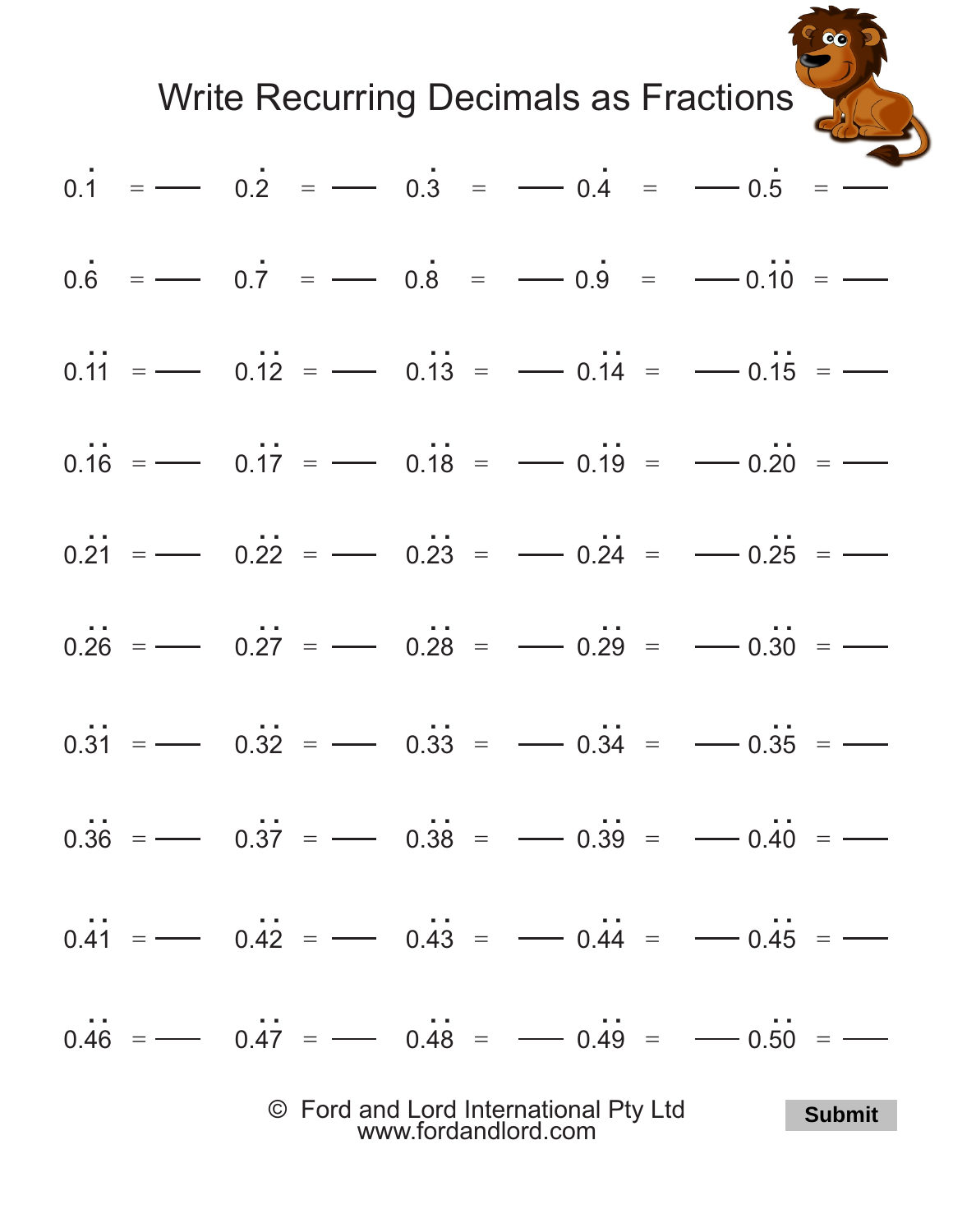# Write Recurring Decimals as Fractions

| | | | | |
|---|---|---|---|---|
| $0.\dot{1}$ = ___ | $0.\dot{2}$ = ___ | $0.\dot{3}$ = ___ | $0.\dot{4}$ = ___ | $0.\dot{5}$ = ___ |
| $0.\dot{6}$ = ___ | $0.\dot{7}$ = ___ | $0.\dot{8}$ = ___ | $0.\dot{9}$ = ___ | $0.\dot{1}\dot{0}$ = ___ |
| $0.\dot{1}\dot{1}$ = ___ | $0.\dot{1}\dot{2}$ = ___ | $0.\dot{1}\dot{3}$ = ___ | $0.\dot{1}\dot{4}$ = ___ | $0.\dot{1}\dot{5}$ = ___ |
| $0.\dot{1}\dot{6}$ = ___ | $0.\dot{1}\dot{7}$ = ___ | $0.\dot{1}\dot{8}$ = ___ | $0.\dot{1}\dot{9}$ = ___ | $0.\dot{2}\dot{0}$ = ___ |
| $0.\dot{2}\dot{1}$ = ___ | $0.\dot{2}\dot{2}$ = ___ | $0.\dot{2}\dot{3}$ = ___ | $0.\dot{2}\dot{4}$ = ___ | $0.\dot{2}\dot{5}$ = ___ |
| $0.\dot{2}\dot{6}$ = ___ | $0.\dot{2}\dot{7}$ = ___ | $0.\dot{2}\dot{8}$ = ___ | $0.\dot{2}\dot{9}$ = ___ | $0.\dot{3}\dot{0}$ = ___ |
| $0.\dot{3}\dot{1}$ = ___ | $0.\dot{3}\dot{2}$ = ___ | $0.\dot{3}\dot{3}$ = ___ | $0.\dot{3}\dot{4}$ = ___ | $0.\dot{3}\dot{5}$ = ___ |
| $0.\dot{3}\dot{6}$ = ___ | $0.\dot{3}\dot{7}$ = ___ | $0.\dot{3}\dot{8}$ = ___ | $0.\dot{3}\dot{9}$ = ___ | $0.\dot{4}\dot{0}$ = ___ |
| $0.\dot{4}\dot{1}$ = ___ | $0.\dot{4}\dot{2}$ = ___ | $0.\dot{4}\dot{3}$ = ___ | $0.\dot{4}\dot{4}$ = ___ | $0.\dot{4}\dot{5}$ = ___ |
| $0.\dot{4}\dot{6}$ = ___ | $0.\dot{4}\dot{7}$ = ___ | $0.\dot{4}\dot{8}$ = ___ | $0.\dot{4}\dot{9}$ = ___ | $0.\dot{5}\dot{0}$ = ___ |

© Ford and Lord International Pty Ltd
www.fordandlord.com

Submit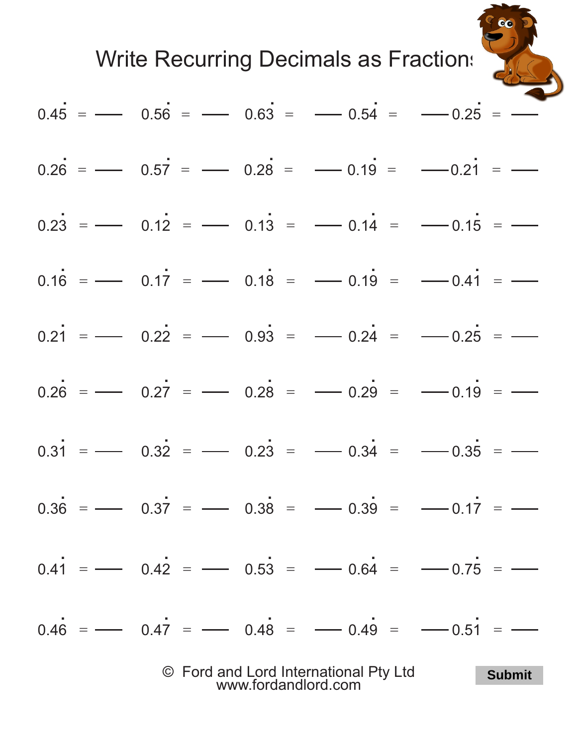# Write Recurring Decimals as Fractions

| | | | | |
|---|---|---|---|---|
| $0.4\dot{5}$ = ____ | $0.5\dot{6}$ = ____ | $0.6\dot{3}$ = ____ | $0.5\dot{4}$ = ____ | $0.2\dot{5}$ = ____ |
| $0.2\dot{6}$ = ____ | $0.5\dot{7}$ = ____ | $0.2\dot{8}$ = ____ | $0.1\dot{9}$ = ____ | $0.2\dot{1}$ = ____ |
| $0.2\dot{3}$ = ____ | $0.1\dot{2}$ = ____ | $0.1\dot{3}$ = ____ | $0.1\dot{4}$ = ____ | $0.1\dot{5}$ = ____ |
| $0.1\dot{6}$ = ____ | $0.1\dot{7}$ = ____ | $0.1\dot{8}$ = ____ | $0.1\dot{9}$ = ____ | $0.4\dot{1}$ = ____ |
| $0.2\dot{1}$ = ____ | $0.2\dot{2}$ = ____ | $0.9\dot{3}$ = ____ | $0.2\dot{4}$ = ____ | $0.2\dot{5}$ = ____ |
| $0.2\dot{6}$ = ____ | $0.2\dot{7}$ = ____ | $0.2\dot{8}$ = ____ | $0.2\dot{9}$ = ____ | $0.1\dot{9}$ = ____ |
| $0.3\dot{1}$ = ____ | $0.3\dot{2}$ = ____ | $0.2\dot{3}$ = ____ | $0.3\dot{4}$ = ____ | $0.3\dot{5}$ = ____ |
| $0.3\dot{6}$ = ____ | $0.3\dot{7}$ = ____ | $0.3\dot{8}$ = ____ | $0.3\dot{9}$ = ____ | $0.1\dot{7}$ = ____ |
| $0.4\dot{1}$ = ____ | $0.4\dot{2}$ = ____ | $0.5\dot{3}$ = ____ | $0.6\dot{4}$ = ____ | $0.7\dot{5}$ = ____ |
| $0.4\dot{6}$ = ____ | $0.4\dot{7}$ = ____ | $0.4\dot{8}$ = ____ | $0.4\dot{9}$ = ____ | $0.5\dot{1}$ = ____ |

© Ford and Lord International Pty Ltd
www.fordandlord.com

**Submit**